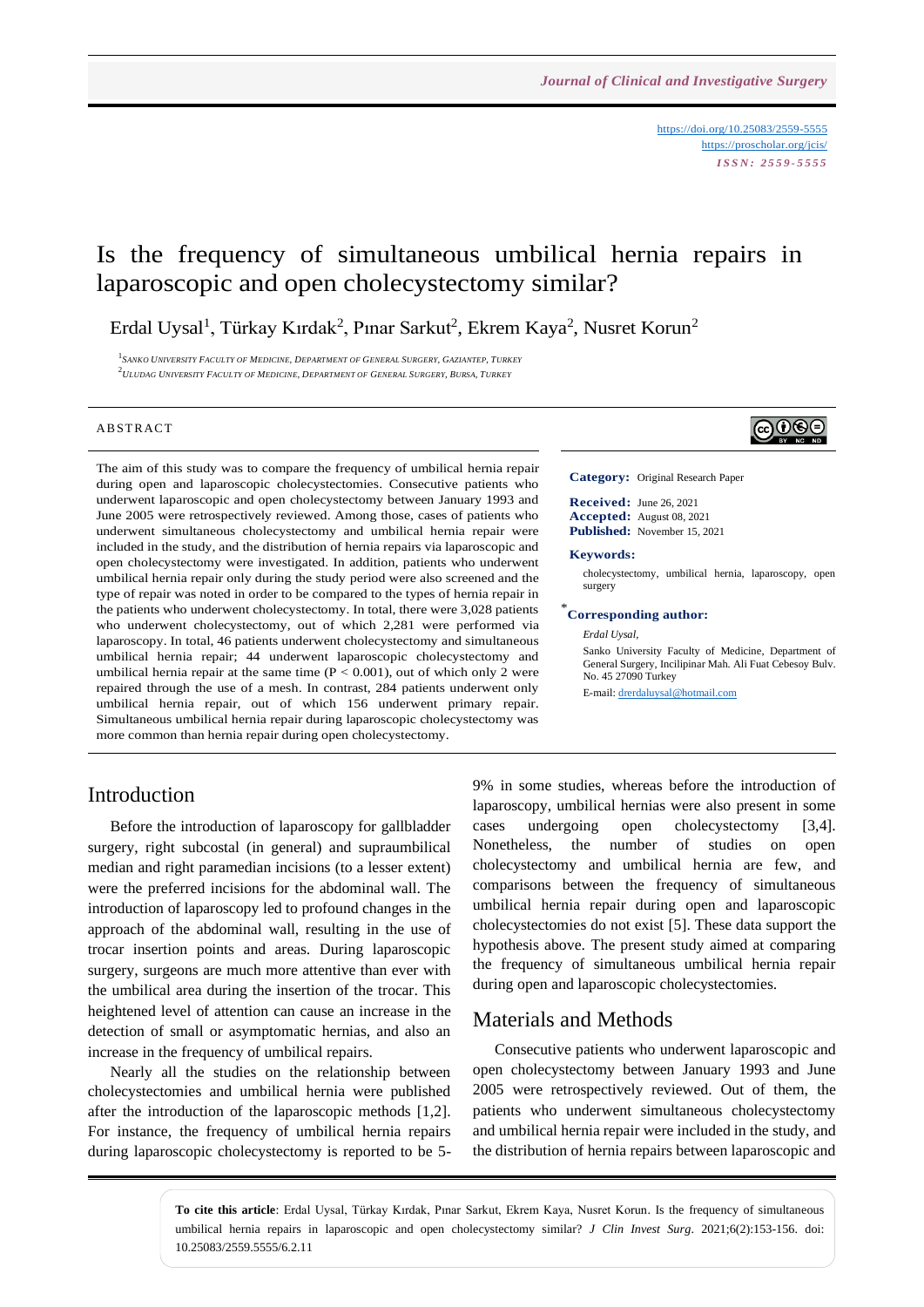https://doi.org/10.25083/2559-5555
https://proscholar.org/jcis/
*ISSN: 2559-5555*

# Is the frequency of simultaneous umbilical hernia repairs in laparoscopic and open cholecystectomy similar?

Erdal Uysal[1], Türkay Kırdak[2], Pınar Sarkut[2], Ekrem Kaya[2], Nusret Korun[2]

[1]SANKO UNIVERSITY FACULTY OF MEDICINE, DEPARTMENT OF GENERAL SURGERY, GAZIANTEP, TURKEY
[2]ULUDAG UNIVERSITY FACULTY OF MEDICINE, DEPARTMENT OF GENERAL SURGERY, BURSA, TURKEY

## ABSTRACT

The aim of this study was to compare the frequency of umbilical hernia repair during open and laparoscopic cholecystectomies. Consecutive patients who underwent laparoscopic and open cholecystectomy between January 1993 and June 2005 were retrospectively reviewed. Among those, cases of patients who underwent simultaneous cholecystectomy and umbilical hernia repair were included in the study, and the distribution of hernia repairs via laparoscopic and open cholecystectomy were investigated. In addition, patients who underwent umbilical hernia repair only during the study period were also screened and the type of repair was noted in order to be compared to the types of hernia repair in the patients who underwent cholecystectomy. In total, there were 3,028 patients who underwent cholecystectomy, out of which 2,281 were performed via laparoscopy. In total, 46 patients underwent cholecystectomy and simultaneous umbilical hernia repair; 44 underwent laparoscopic cholecystectomy and umbilical hernia repair at the same time ($P < 0.001$), out of which only 2 were repaired through the use of a mesh. In contrast, 284 patients underwent only umbilical hernia repair, out of which 156 underwent primary repair. Simultaneous umbilical hernia repair during laparoscopic cholecystectomy was more common than hernia repair during open cholecystectomy.

**Category:** Original Research Paper

**Received:** June 26, 2021
**Accepted:** August 08, 2021
**Published:** November 15, 2021

**Keywords:**
cholecystectomy, umbilical hernia, laparoscopy, open surgery

**\*Corresponding author:**
*Erdal Uysal,*
Sanko University Faculty of Medicine, Department of General Surgery, Incilipinar Mah. Ali Fuat Cebesoy Bulv. No. 45 27090 Turkey
E-mail: drerdaluysal@hotmail.com

## Introduction

Before the introduction of laparoscopy for gallbladder surgery, right subcostal (in general) and supraumbilical median and right paramedian incisions (to a lesser extent) were the preferred incisions for the abdominal wall. The introduction of laparoscopy led to profound changes in the approach of the abdominal wall, resulting in the use of trocar insertion points and areas. During laparoscopic surgery, surgeons are much more attentive than ever with the umbilical area during the insertion of the trocar. This heightened level of attention can cause an increase in the detection of small or asymptomatic hernias, and also an increase in the frequency of umbilical repairs.

Nearly all the studies on the relationship between cholecystectomies and umbilical hernia were published after the introduction of the laparoscopic methods [1,2]. For instance, the frequency of umbilical hernia repairs during laparoscopic cholecystectomy is reported to be 5-9% in some studies, whereas before the introduction of laparoscopy, umbilical hernias were also present in some cases undergoing open cholecystectomy [3,4]. Nonetheless, the number of studies on open cholecystectomy and umbilical hernia are few, and comparisons between the frequency of simultaneous umbilical hernia repair during open and laparoscopic cholecystectomies do not exist [5]. These data support the hypothesis above. The present study aimed at comparing the frequency of simultaneous umbilical hernia repair during open and laparoscopic cholecystectomies.

## Materials and Methods

Consecutive patients who underwent laparoscopic and open cholecystectomy between January 1993 and June 2005 were retrospectively reviewed. Out of them, the patients who underwent simultaneous cholecystectomy and umbilical hernia repair were included in the study, and the distribution of hernia repairs between laparoscopic and

**To cite this article**: Erdal Uysal, Türkay Kırdak, Pınar Sarkut, Ekrem Kaya, Nusret Korun. Is the frequency of simultaneous umbilical hernia repairs in laparoscopic and open cholecystectomy similar? *J Clin Invest Surg*. 2021;6(2):153-156. doi: 10.25083/2559.5555/6.2.11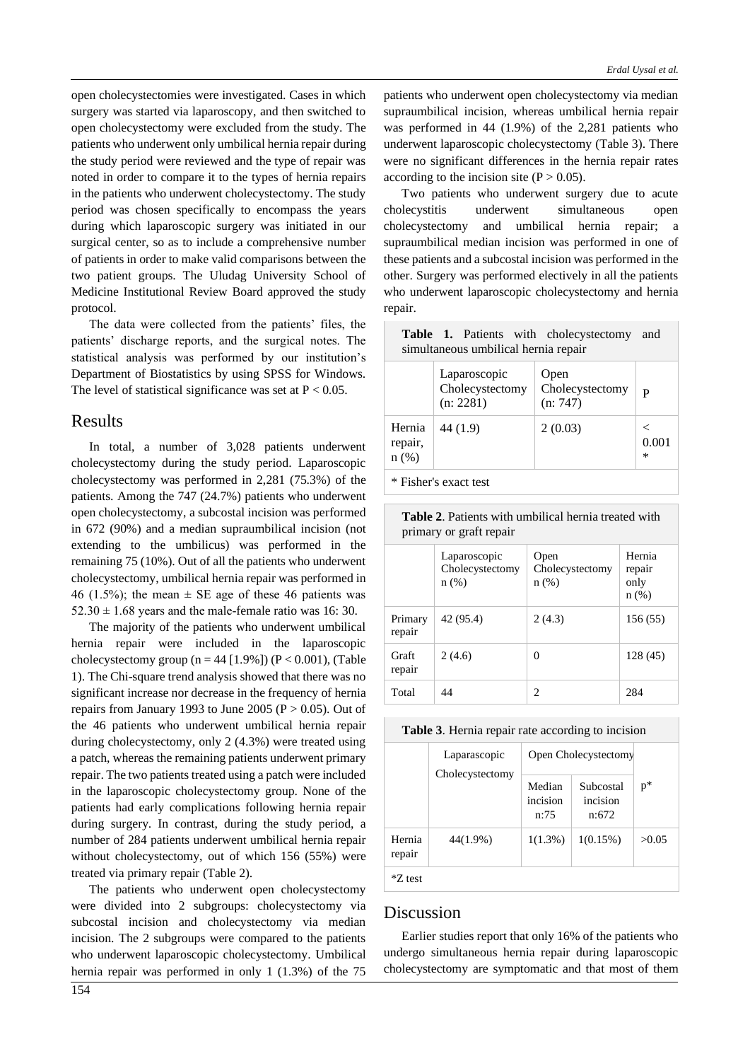open cholecystectomies were investigated. Cases in which surgery was started via laparoscopy, and then switched to open cholecystectomy were excluded from the study. The patients who underwent only umbilical hernia repair during the study period were reviewed and the type of repair was noted in order to compare it to the types of hernia repairs in the patients who underwent cholecystectomy. The study period was chosen specifically to encompass the years during which laparoscopic surgery was initiated in our surgical center, so as to include a comprehensive number of patients in order to make valid comparisons between the two patient groups. The Uludag University School of Medicine Institutional Review Board approved the study protocol.

The data were collected from the patients' files, the patients' discharge reports, and the surgical notes. The statistical analysis was performed by our institution's Department of Biostatistics by using SPSS for Windows. The level of statistical significance was set at $P < 0.05$.

## Results

In total, a number of 3,028 patients underwent cholecystectomy during the study period. Laparoscopic cholecystectomy was performed in 2,281 (75.3%) of the patients. Among the 747 (24.7%) patients who underwent open cholecystectomy, a subcostal incision was performed in 672 (90%) and a median supraumbilical incision (not extending to the umbilicus) was performed in the remaining 75 (10%). Out of all the patients who underwent cholecystectomy, umbilical hernia repair was performed in 46 (1.5%); the mean ± SE age of these 46 patients was $52.30 \pm 1.68$ years and the male-female ratio was 16: 30.

The majority of the patients who underwent umbilical hernia repair were included in the laparoscopic cholecystectomy group (n = 44 [1.9%]) ($P < 0.001$), (Table 1). The Chi-square trend analysis showed that there was no significant increase nor decrease in the frequency of hernia repairs from January 1993 to June 2005 ($P > 0.05$). Out of the 46 patients who underwent umbilical hernia repair during cholecystectomy, only 2 (4.3%) were treated using a patch, whereas the remaining patients underwent primary repair. The two patients treated using a patch were included in the laparoscopic cholecystectomy group. None of the patients had early complications following hernia repair during surgery. In contrast, during the study period, a number of 284 patients underwent umbilical hernia repair without cholecystectomy, out of which 156 (55%) were treated via primary repair (Table 2).

The patients who underwent open cholecystectomy were divided into 2 subgroups: cholecystectomy via subcostal incision and cholecystectomy via median incision. The 2 subgroups were compared to the patients who underwent laparoscopic cholecystectomy. Umbilical hernia repair was performed in only 1 (1.3%) of the 75 patients who underwent open cholecystectomy via median supraumbilical incision, whereas umbilical hernia repair was performed in 44 (1.9%) of the 2,281 patients who underwent laparoscopic cholecystectomy (Table 3). There were no significant differences in the hernia repair rates according to the incision site ($P > 0.05$).

Two patients who underwent surgery due to acute cholecystitis underwent simultaneous open cholecystectomy and umbilical hernia repair; a supraumbilical median incision was performed in one of these patients and a subcostal incision was performed in the other. Surgery was performed electively in all the patients who underwent laparoscopic cholecystectomy and hernia repair.

**Table 1.** Patients with cholecystectomy and simultaneous umbilical hernia repair

| | Laparoscopic Cholecystectomy (n: 2281) | Open Cholecystectomy (n: 747) | P |
|---|---|---|---|
| Hernia repair, n (%) | 44 (1.9) | 2 (0.03) | < 0.001 * |

\* Fisher's exact test

**Table 2**. Patients with umbilical hernia treated with primary or graft repair

| | Laparoscopic Cholecystectomy n (%) | Open Cholecystectomy n (%) | Hernia repair only n (%) |
|---|---|---|---|
| Primary repair | 42 (95.4) | 2 (4.3) | 156 (55) |
| Graft repair | 2 (4.6) | 0 | 128 (45) |
| Total | 44 | 2 | 284 |

**Table 3**. Hernia repair rate according to incision

| | Laparascopic Cholecystectomy | Open Cholecystectomy | | p* |
|---|---|---|---|---|
| | | Median incision n:75 | Subcostal incision n:672 | |
| Hernia repair | 44(1.9%) | 1(1.3%) | 1(0.15%) | >0.05 |

\*Z test

## Discussion

Earlier studies report that only 16% of the patients who undergo simultaneous hernia repair during laparoscopic cholecystectomy are symptomatic and that most of them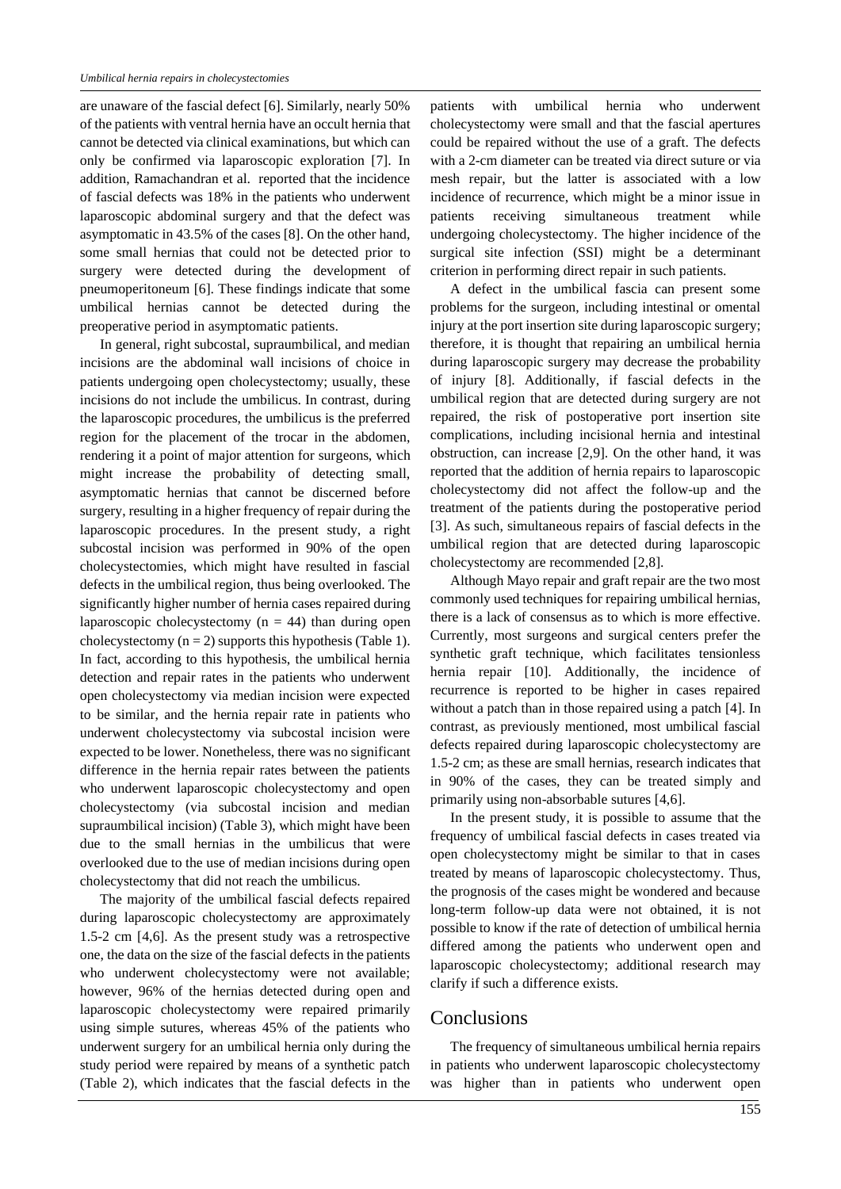are unaware of the fascial defect [6]. Similarly, nearly 50% of the patients with ventral hernia have an occult hernia that cannot be detected via clinical examinations, but which can only be confirmed via laparoscopic exploration [7]. In addition, Ramachandran et al. reported that the incidence of fascial defects was 18% in the patients who underwent laparoscopic abdominal surgery and that the defect was asymptomatic in 43.5% of the cases [8]. On the other hand, some small hernias that could not be detected prior to surgery were detected during the development of pneumoperitoneum [6]. These findings indicate that some umbilical hernias cannot be detected during the preoperative period in asymptomatic patients.

In general, right subcostal, supraumbilical, and median incisions are the abdominal wall incisions of choice in patients undergoing open cholecystectomy; usually, these incisions do not include the umbilicus. In contrast, during the laparoscopic procedures, the umbilicus is the preferred region for the placement of the trocar in the abdomen, rendering it a point of major attention for surgeons, which might increase the probability of detecting small, asymptomatic hernias that cannot be discerned before surgery, resulting in a higher frequency of repair during the laparoscopic procedures. In the present study, a right subcostal incision was performed in 90% of the open cholecystectomies, which might have resulted in fascial defects in the umbilical region, thus being overlooked. The significantly higher number of hernia cases repaired during laparoscopic cholecystectomy ($n = 44$) than during open cholecystectomy ($n = 2$) supports this hypothesis (Table 1). In fact, according to this hypothesis, the umbilical hernia detection and repair rates in the patients who underwent open cholecystectomy via median incision were expected to be similar, and the hernia repair rate in patients who underwent cholecystectomy via subcostal incision were expected to be lower. Nonetheless, there was no significant difference in the hernia repair rates between the patients who underwent laparoscopic cholecystectomy and open cholecystectomy (via subcostal incision and median supraumbilical incision) (Table 3), which might have been due to the small hernias in the umbilicus that were overlooked due to the use of median incisions during open cholecystectomy that did not reach the umbilicus.

The majority of the umbilical fascial defects repaired during laparoscopic cholecystectomy are approximately 1.5-2 cm [4,6]. As the present study was a retrospective one, the data on the size of the fascial defects in the patients who underwent cholecystectomy were not available; however, 96% of the hernias detected during open and laparoscopic cholecystectomy were repaired primarily using simple sutures, whereas 45% of the patients who underwent surgery for an umbilical hernia only during the study period were repaired by means of a synthetic patch (Table 2), which indicates that the fascial defects in the patients with umbilical hernia who underwent cholecystectomy were small and that the fascial apertures could be repaired without the use of a graft. The defects with a 2-cm diameter can be treated via direct suture or via mesh repair, but the latter is associated with a low incidence of recurrence, which might be a minor issue in patients receiving simultaneous treatment while undergoing cholecystectomy. The higher incidence of the surgical site infection (SSI) might be a determinant criterion in performing direct repair in such patients.

A defect in the umbilical fascia can present some problems for the surgeon, including intestinal or omental injury at the port insertion site during laparoscopic surgery; therefore, it is thought that repairing an umbilical hernia during laparoscopic surgery may decrease the probability of injury [8]. Additionally, if fascial defects in the umbilical region that are detected during surgery are not repaired, the risk of postoperative port insertion site complications, including incisional hernia and intestinal obstruction, can increase [2,9]. On the other hand, it was reported that the addition of hernia repairs to laparoscopic cholecystectomy did not affect the follow-up and the treatment of the patients during the postoperative period [3]. As such, simultaneous repairs of fascial defects in the umbilical region that are detected during laparoscopic cholecystectomy are recommended [2,8].

Although Mayo repair and graft repair are the two most commonly used techniques for repairing umbilical hernias, there is a lack of consensus as to which is more effective. Currently, most surgeons and surgical centers prefer the synthetic graft technique, which facilitates tensionless hernia repair [10]. Additionally, the incidence of recurrence is reported to be higher in cases repaired without a patch than in those repaired using a patch [4]. In contrast, as previously mentioned, most umbilical fascial defects repaired during laparoscopic cholecystectomy are 1.5-2 cm; as these are small hernias, research indicates that in 90% of the cases, they can be treated simply and primarily using non-absorbable sutures [4,6].

In the present study, it is possible to assume that the frequency of umbilical fascial defects in cases treated via open cholecystectomy might be similar to that in cases treated by means of laparoscopic cholecystectomy. Thus, the prognosis of the cases might be wondered and because long-term follow-up data were not obtained, it is not possible to know if the rate of detection of umbilical hernia differed among the patients who underwent open and laparoscopic cholecystectomy; additional research may clarify if such a difference exists.

## Conclusions

The frequency of simultaneous umbilical hernia repairs in patients who underwent laparoscopic cholecystectomy was higher than in patients who underwent open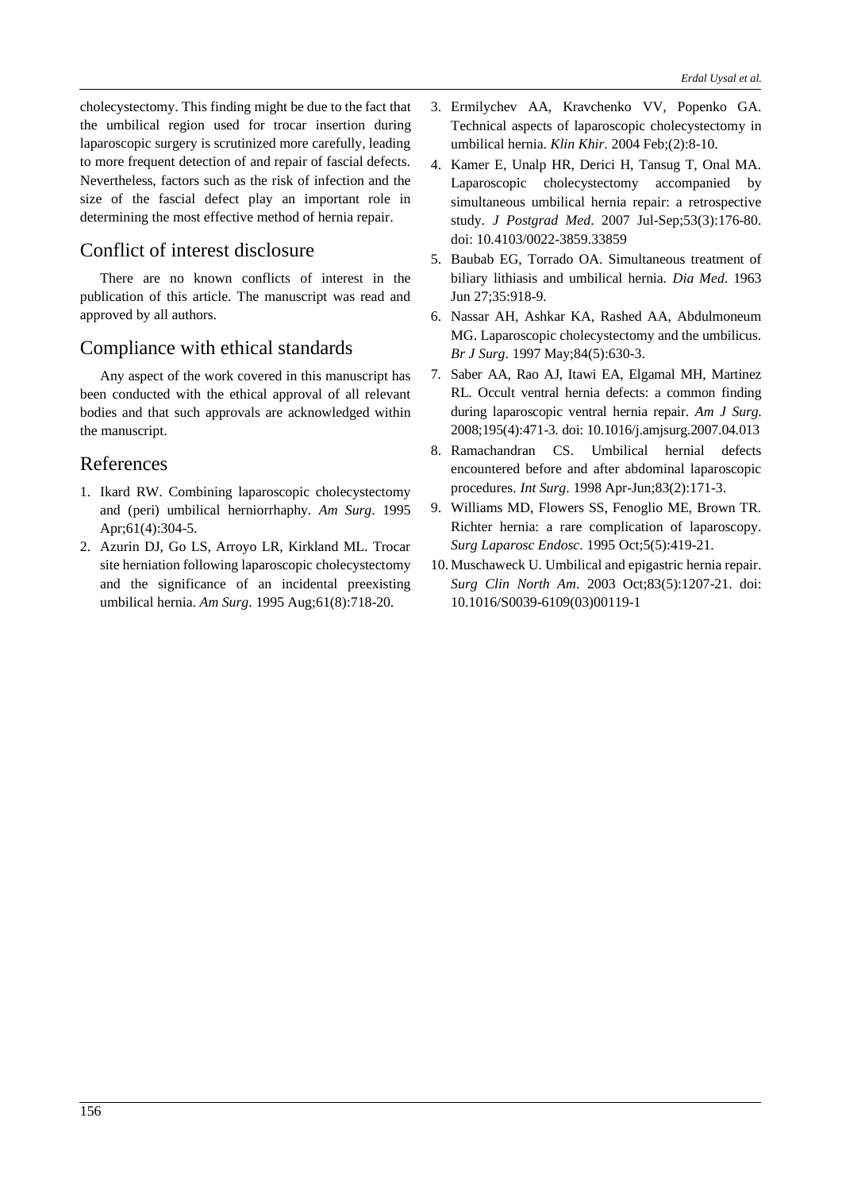cholecystectomy. This finding might be due to the fact that the umbilical region used for trocar insertion during laparoscopic surgery is scrutinized more carefully, leading to more frequent detection of and repair of fascial defects. Nevertheless, factors such as the risk of infection and the size of the fascial defect play an important role in determining the most effective method of hernia repair.

## Conflict of interest disclosure

There are no known conflicts of interest in the publication of this article. The manuscript was read and approved by all authors.

## Compliance with ethical standards

Any aspect of the work covered in this manuscript has been conducted with the ethical approval of all relevant bodies and that such approvals are acknowledged within the manuscript.

## References

1. Ikard RW. Combining laparoscopic cholecystectomy and (peri) umbilical herniorrhaphy. *Am Surg*. 1995 Apr;61(4):304-5.
2. Azurin DJ, Go LS, Arroyo LR, Kirkland ML. Trocar site herniation following laparoscopic cholecystectomy and the significance of an incidental preexisting umbilical hernia. *Am Surg*. 1995 Aug;61(8):718-20.
3. Ermilychev AA, Kravchenko VV, Popenko GA. Technical aspects of laparoscopic cholecystectomy in umbilical hernia. *Klin Khir*. 2004 Feb;(2):8-10.
4. Kamer E, Unalp HR, Derici H, Tansug T, Onal MA. Laparoscopic cholecystectomy accompanied by simultaneous umbilical hernia repair: a retrospective study. *J Postgrad Med*. 2007 Jul-Sep;53(3):176-80. doi: 10.4103/0022-3859.33859
5. Baubab EG, Torrado OA. Simultaneous treatment of biliary lithiasis and umbilical hernia. *Dia Med*. 1963 Jun 27;35:918-9.
6. Nassar AH, Ashkar KA, Rashed AA, Abdulmoneum MG. Laparoscopic cholecystectomy and the umbilicus. *Br J Surg*. 1997 May;84(5):630-3.
7. Saber AA, Rao AJ, Itawi EA, Elgamal MH, Martinez RL. Occult ventral hernia defects: a common finding during laparoscopic ventral hernia repair. *Am J Surg.* 2008;195(4):471-3. doi: 10.1016/j.amjsurg.2007.04.013
8. Ramachandran CS. Umbilical hernial defects encountered before and after abdominal laparoscopic procedures. *Int Surg*. 1998 Apr-Jun;83(2):171-3.
9. Williams MD, Flowers SS, Fenoglio ME, Brown TR. Richter hernia: a rare complication of laparoscopy. *Surg Laparosc Endosc*. 1995 Oct;5(5):419-21.
10. Muschaweck U. Umbilical and epigastric hernia repair. *Surg Clin North Am*. 2003 Oct;83(5):1207-21. doi: 10.1016/S0039-6109(03)00119-1